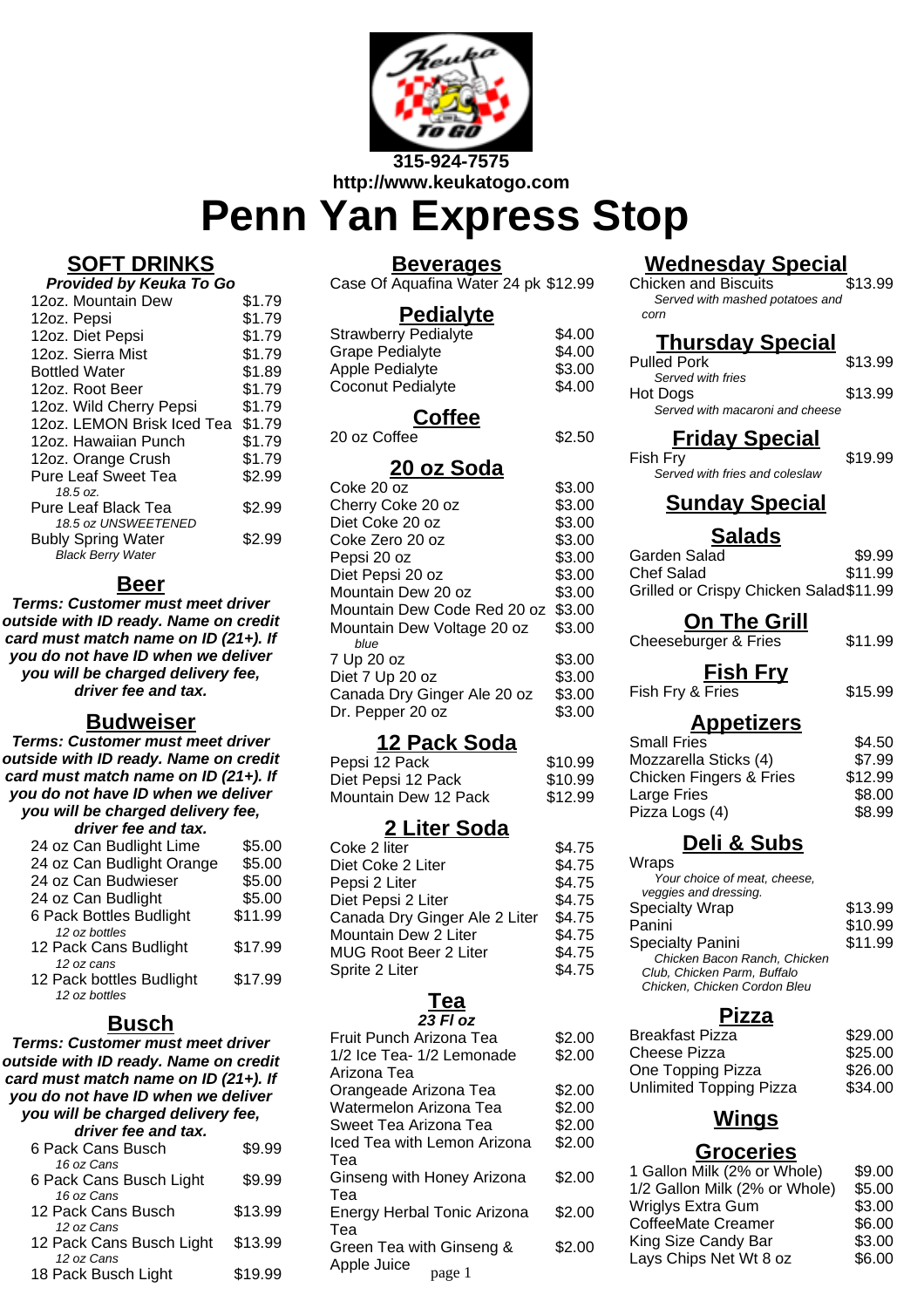315-924-7575
http://www.keukatogo.com

# Penn Yan Express Stop

## SOFT DRINKS

***Provided by Keuka To Go***

| Item | Price |
|---|---|
| 12oz. Mountain Dew | $1.79 |
| 12oz. Pepsi | $1.79 |
| 12oz. Diet Pepsi | $1.79 |
| 12oz. Sierra Mist | $1.79 |
| Bottled Water | $1.89 |
| 12oz. Root Beer | $1.79 |
| 12oz. Wild Cherry Pepsi | $1.79 |
| 12oz. LEMON Brisk Iced Tea | $1.79 |
| 12oz. Hawaiian Punch | $1.79 |
| 12oz. Orange Crush | $1.79 |
| Pure Leaf Sweet Tea *18.5 oz.* | $2.99 |
| Pure Leaf Black Tea *18.5 oz UNSWEETENED* | $2.99 |
| Bubly Spring Water *Black Berry Water* | $2.99 |

## Beer

***Terms: Customer must meet driver outside with ID ready. Name on credit card must match name on ID (21+). If you do not have ID when we deliver you will be charged delivery fee, driver fee and tax.***

## Budweiser

***Terms: Customer must meet driver outside with ID ready. Name on credit card must match name on ID (21+). If you do not have ID when we deliver you will be charged delivery fee, driver fee and tax.***

| Item | Price |
|---|---|
| 24 oz Can Budlight Lime | $5.00 |
| 24 oz Can Budlight Orange | $5.00 |
| 24 oz Can Budwieser | $5.00 |
| 24 oz Can Budlight | $5.00 |
| 6 Pack Bottles Budlight *12 oz bottles* | $11.99 |
| 12 Pack Cans Budlight *12 oz cans* | $17.99 |
| 12 Pack bottles Budlight *12 oz bottles* | $17.99 |

## Busch

***Terms: Customer must meet driver outside with ID ready. Name on credit card must match name on ID (21+). If you do not have ID when we deliver you will be charged delivery fee, driver fee and tax.***

| Item | Price |
|---|---|
| 6 Pack Cans Busch *16 oz Cans* | $9.99 |
| 6 Pack Cans Busch Light *16 oz Cans* | $9.99 |
| 12 Pack Cans Busch *12 oz Cans* | $13.99 |
| 12 Pack Cans Busch Light *12 oz Cans* | $13.99 |
| 18 Pack Busch Light | $19.99 |

## Beverages

| Item | Price |
|---|---|
| Case Of Aquafina Water 24 pk | $12.99 |

## Pedialyte

| Item | Price |
|---|---|
| Strawberry Pedialyte | $4.00 |
| Grape Pedialyte | $4.00 |
| Apple Pedialyte | $3.00 |
| Coconut Pedialyte | $4.00 |

## Coffee

| Item | Price |
|---|---|
| 20 oz Coffee | $2.50 |

## 20 oz Soda

| Item | Price |
|---|---|
| Coke 20 oz | $3.00 |
| Cherry Coke 20 oz | $3.00 |
| Diet Coke 20 oz | $3.00 |
| Coke Zero 20 oz | $3.00 |
| Pepsi 20 oz | $3.00 |
| Diet Pepsi 20 oz | $3.00 |
| Mountain Dew 20 oz | $3.00 |
| Mountain Dew Code Red 20 oz | $3.00 |
| Mountain Dew Voltage 20 oz *blue* | $3.00 |
| 7 Up 20 oz | $3.00 |
| Diet 7 Up 20 oz | $3.00 |
| Canada Dry Ginger Ale 20 oz | $3.00 |
| Dr. Pepper 20 oz | $3.00 |

## 12 Pack Soda

| Item | Price |
|---|---|
| Pepsi 12 Pack | $10.99 |
| Diet Pepsi 12 Pack | $10.99 |
| Mountain Dew 12 Pack | $12.99 |

## 2 Liter Soda

| Item | Price |
|---|---|
| Coke 2 liter | $4.75 |
| Diet Coke 2 Liter | $4.75 |
| Pepsi 2 Liter | $4.75 |
| Diet Pepsi 2 Liter | $4.75 |
| Canada Dry Ginger Ale 2 Liter | $4.75 |
| Mountain Dew 2 Liter | $4.75 |
| MUG Root Beer 2 Liter | $4.75 |
| Sprite 2 Liter | $4.75 |

## Tea

***23 Fl oz***

| Item | Price |
|---|---|
| Fruit Punch Arizona Tea | $2.00 |
| 1/2 Ice Tea- 1/2 Lemonade Arizona Tea | $2.00 |
| Orangeade Arizona Tea | $2.00 |
| Watermelon Arizona Tea | $2.00 |
| Sweet Tea Arizona Tea | $2.00 |
| Iced Tea with Lemon Arizona Tea | $2.00 |
| Ginseng with Honey Arizona Tea | $2.00 |
| Energy Herbal Tonic Arizona Tea | $2.00 |
| Green Tea with Ginseng & Apple Juice | $2.00 |

## Wednesday Special

| Item | Price |
|---|---|
| Chicken and Biscuits *Served with mashed potatoes and corn* | $13.99 |

## Thursday Special

| Item | Price |
|---|---|
| Pulled Pork *Served with fries* | $13.99 |
| Hot Dogs *Served with macaroni and cheese* | $13.99 |

## Friday Special

| Item | Price |
|---|---|
| Fish Fry *Served with fries and coleslaw* | $19.99 |

## Sunday Special

## Salads

| Item | Price |
|---|---|
| Garden Salad | $9.99 |
| Chef Salad | $11.99 |
| Grilled or Crispy Chicken Salad | $11.99 |

## On The Grill

| Item | Price |
|---|---|
| Cheeseburger & Fries | $11.99 |

## Fish Fry

| Item | Price |
|---|---|
| Fish Fry & Fries | $15.99 |

## Appetizers

| Item | Price |
|---|---|
| Small Fries | $4.50 |
| Mozzarella Sticks (4) | $7.99 |
| Chicken Fingers & Fries | $12.99 |
| Large Fries | $8.00 |
| Pizza Logs (4) | $8.99 |

## Deli & Subs

| Item | Price |
|---|---|
| Wraps *Your choice of meat, cheese, veggies and dressing.* | |
| Specialty Wrap | $13.99 |
| Panini | $10.99 |
| Specialty Panini *Chicken Bacon Ranch, Chicken Club, Chicken Parm, Buffalo Chicken, Chicken Cordon Bleu* | $11.99 |

## Pizza

| Item | Price |
|---|---|
| Breakfast Pizza | $29.00 |
| Cheese Pizza | $25.00 |
| One Topping Pizza | $26.00 |
| Unlimited Topping Pizza | $34.00 |

## Wings

## Groceries

| Item | Price |
|---|---|
| 1 Gallon Milk (2% or Whole) | $9.00 |
| 1/2 Gallon Milk (2% or Whole) | $5.00 |
| Wriglys Extra Gum | $3.00 |
| CoffeeMate Creamer | $6.00 |
| King Size Candy Bar | $3.00 |
| Lays Chips Net Wt 8 oz | $6.00 |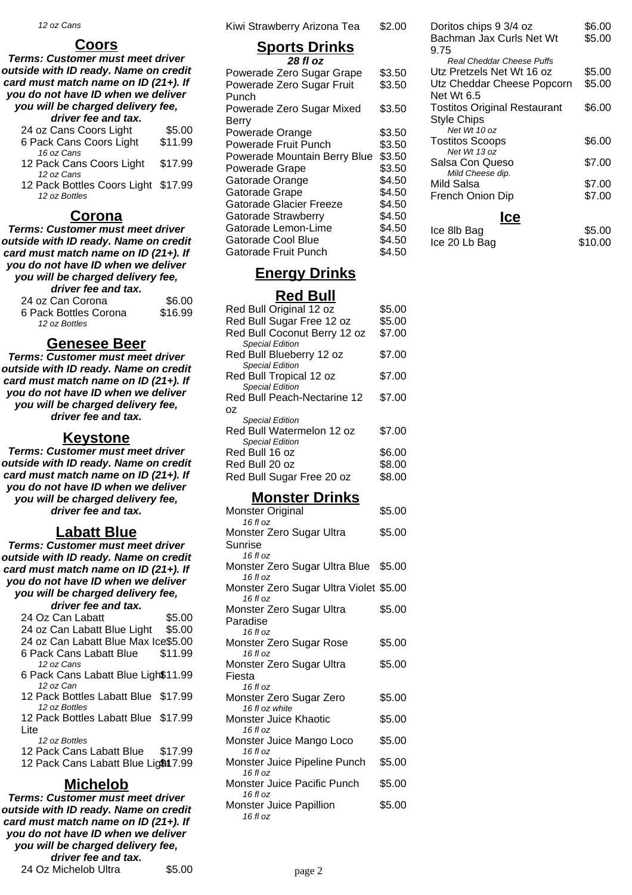*12 oz Cans*

## Coors

***Terms: Customer must meet driver outside with ID ready. Name on credit card must match name on ID (21+). If you do not have ID when we deliver you will be charged delivery fee, driver fee and tax.***

| Item | Price |
|---|---|
| 24 oz Cans Coors Light | $5.00 |
| 6 Pack Cans Coors Light *16 oz Cans* | $11.99 |
| 12 Pack Cans Coors Light *12 oz Cans* | $17.99 |
| 12 Pack Bottles Coors Light *12 oz Bottles* | $17.99 |

## Corona

***Terms: Customer must meet driver outside with ID ready. Name on credit card must match name on ID (21+). If you do not have ID when we deliver you will be charged delivery fee, driver fee and tax.***

| Item | Price |
|---|---|
| 24 oz Can Corona | $6.00 |
| 6 Pack Bottles Corona *12 oz Bottles* | $16.99 |

## Genesee Beer

***Terms: Customer must meet driver outside with ID ready. Name on credit card must match name on ID (21+). If you do not have ID when we deliver you will be charged delivery fee, driver fee and tax.***

## Keystone

***Terms: Customer must meet driver outside with ID ready. Name on credit card must match name on ID (21+). If you do not have ID when we deliver you will be charged delivery fee, driver fee and tax.***

## Labatt Blue

***Terms: Customer must meet driver outside with ID ready. Name on credit card must match name on ID (21+). If you do not have ID when we deliver you will be charged delivery fee, driver fee and tax.***

| Item | Price |
|---|---|
| 24 Oz Can Labatt | $5.00 |
| 24 oz Can Labatt Blue Light | $5.00 |
| 24 oz Can Labatt Blue Max Ice | $5.00 |
| 6 Pack Cans Labatt Blue *12 oz Cans* | $11.99 |
| 6 Pack Cans Labatt Blue Light *12 oz Can* | $11.99 |
| 12 Pack Bottles Labatt Blue *12 oz Bottles* | $17.99 |
| 12 Pack Bottles Labatt Blue Lite *12 oz Bottles* | $17.99 |
| 12 Pack Cans Labatt Blue | $17.99 |
| 12 Pack Cans Labatt Blue Light | $17.99 |

## Michelob

***Terms: Customer must meet driver outside with ID ready. Name on credit card must match name on ID (21+). If you do not have ID when we deliver you will be charged delivery fee, driver fee and tax.***

| Item | Price |
|---|---|
| 24 Oz Michelob Ultra | $5.00 |

| Item | Price |
|---|---|
| Kiwi Strawberry Arizona Tea | $2.00 |

## Sports Drinks

***28 fl oz***

| Item | Price |
|---|---|
| Powerade Zero Sugar Grape | $3.50 |
| Powerade Zero Sugar Fruit Punch | $3.50 |
| Powerade Zero Sugar Mixed Berry | $3.50 |
| Powerade Orange | $3.50 |
| Powerade Fruit Punch | $3.50 |
| Powerade Mountain Berry Blue | $3.50 |
| Powerade Grape | $3.50 |
| Gatorade Orange | $4.50 |
| Gatorade Grape | $4.50 |
| Gatorade Glacier Freeze | $4.50 |
| Gatorade Strawberry | $4.50 |
| Gatorade Lemon-Lime | $4.50 |
| Gatorade Cool Blue | $4.50 |
| Gatorade Fruit Punch | $4.50 |

## Energy Drinks

## Red Bull

| Item | Price |
|---|---|
| Red Bull Original 12 oz | $5.00 |
| Red Bull Sugar Free 12 oz | $5.00 |
| Red Bull Coconut Berry 12 oz *Special Edition* | $7.00 |
| Red Bull Blueberry 12 oz *Special Edition* | $7.00 |
| Red Bull Tropical 12 oz *Special Edition* | $7.00 |
| Red Bull Peach-Nectarine 12 oz *Special Edition* | $7.00 |
| Red Bull Watermelon 12 oz *Special Edition* | $7.00 |
| Red Bull 16 oz | $6.00 |
| Red Bull 20 oz | $8.00 |
| Red Bull Sugar Free 20 oz | $8.00 |

## Monster Drinks

| Item | Price |
|---|---|
| Monster Original *16 fl oz* | $5.00 |
| Monster Zero Sugar Ultra Sunrise *16 fl oz* | $5.00 |
| Monster Zero Sugar Ultra Blue *16 fl oz* | $5.00 |
| Monster Zero Sugar Ultra Violet *16 fl oz* | $5.00 |
| Monster Zero Sugar Ultra Paradise *16 fl oz* | $5.00 |
| Monster Zero Sugar Rose *16 fl oz* | $5.00 |
| Monster Zero Sugar Ultra Fiesta *16 fl oz* | $5.00 |
| Monster Zero Sugar Zero *16 fl oz white* | $5.00 |
| Monster Juice Khaotic *16 fl oz* | $5.00 |
| Monster Juice Mango Loco *16 fl oz* | $5.00 |
| Monster Juice Pipeline Punch *16 fl oz* | $5.00 |
| Monster Juice Pacific Punch *16 fl oz* | $5.00 |
| Monster Juice Papillion *16 fl oz* | $5.00 |

| Item | Price |
|---|---|
| Doritos chips 9 3/4 oz | $6.00 |
| Bachman Jax Curls Net Wt 9.75 *Real Cheddar Cheese Puffs* | $5.00 |
| Utz Pretzels Net Wt 16 oz | $5.00 |
| Utz Cheddar Cheese Popcorn Net Wt 6.5 | $5.00 |
| Tostitos Original Restaurant Style Chips *Net Wt 10 oz* | $6.00 |
| Tostitos Scoops *Net Wt 13 oz* | $6.00 |
| Salsa Con Queso *Mild Cheese dip.* | $7.00 |
| Mild Salsa | $7.00 |
| French Onion Dip | $7.00 |

## Ice

| Item | Price |
|---|---|
| Ice 8lb Bag | $5.00 |
| Ice 20 Lb Bag | $10.00 |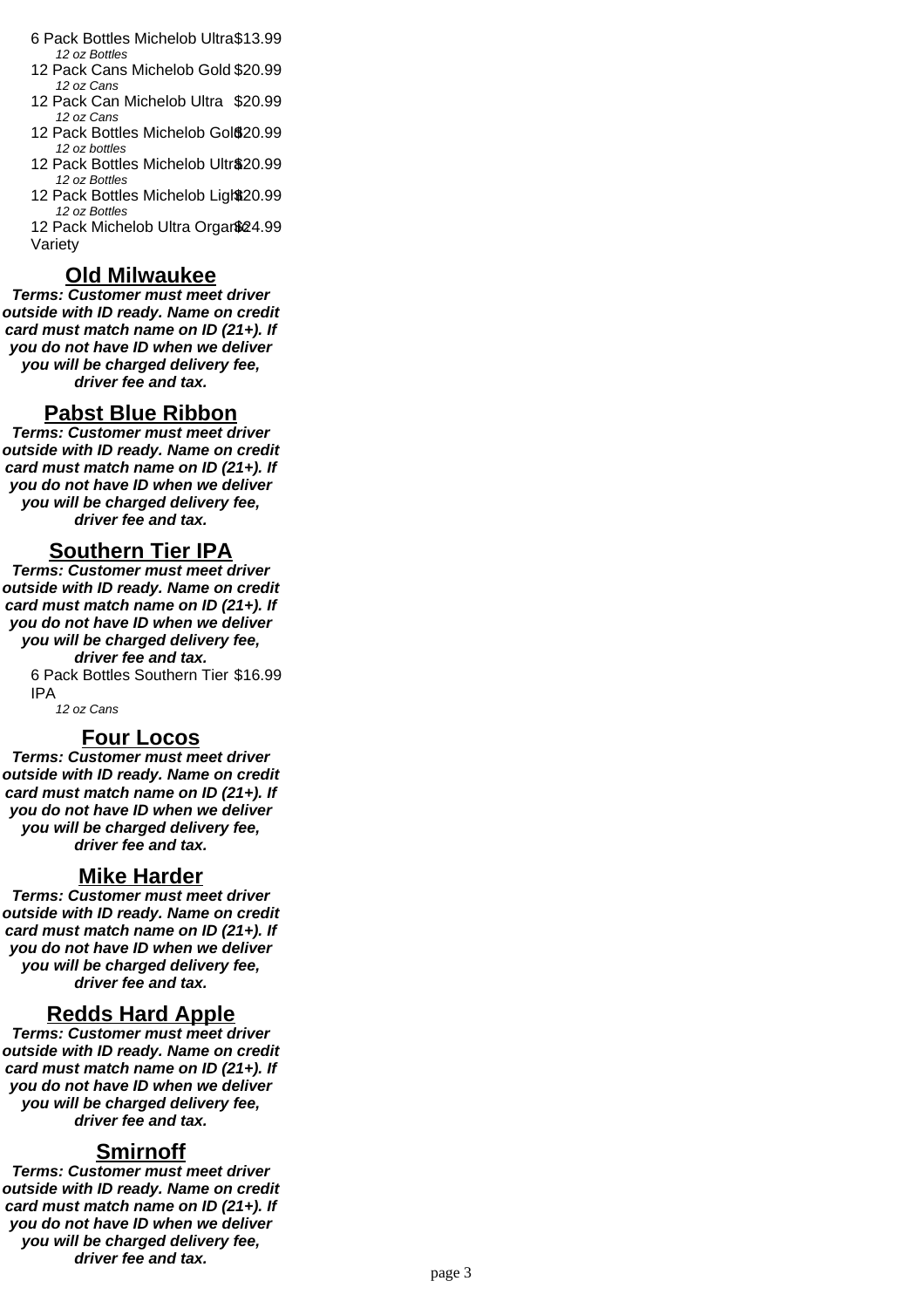- 6 Pack Bottles Michelob Ultra $13.99
  *12 oz Bottles*
- 12 Pack Cans Michelob Gold $20.99
  *12 oz Cans*
- 12 Pack Can Michelob Ultra $20.99
  *12 oz Cans*
- 12 Pack Bottles Michelob Gold $20.99
  *12 oz bottles*
- 12 Pack Bottles Michelob Ultra $20.99
  *12 oz Bottles*
- 12 Pack Bottles Michelob Light $20.99
  *12 oz Bottles*
- 12 Pack Michelob Ultra Organic Variety $24.99

## Old Milwaukee

***Terms: Customer must meet driver outside with ID ready. Name on credit card must match name on ID (21+). If you do not have ID when we deliver you will be charged delivery fee, driver fee and tax.***

## Pabst Blue Ribbon

***Terms: Customer must meet driver outside with ID ready. Name on credit card must match name on ID (21+). If you do not have ID when we deliver you will be charged delivery fee, driver fee and tax.***

## Southern Tier IPA

***Terms: Customer must meet driver outside with ID ready. Name on credit card must match name on ID (21+). If you do not have ID when we deliver you will be charged delivery fee, driver fee and tax.***

- 6 Pack Bottles Southern Tier IPA $16.99
  *12 oz Cans*

## Four Locos

***Terms: Customer must meet driver outside with ID ready. Name on credit card must match name on ID (21+). If you do not have ID when we deliver you will be charged delivery fee, driver fee and tax.***

## Mike Harder

***Terms: Customer must meet driver outside with ID ready. Name on credit card must match name on ID (21+). If you do not have ID when we deliver you will be charged delivery fee, driver fee and tax.***

## Redds Hard Apple

***Terms: Customer must meet driver outside with ID ready. Name on credit card must match name on ID (21+). If you do not have ID when we deliver you will be charged delivery fee, driver fee and tax.***

## Smirnoff

***Terms: Customer must meet driver outside with ID ready. Name on credit card must match name on ID (21+). If you do not have ID when we deliver you will be charged delivery fee, driver fee and tax.***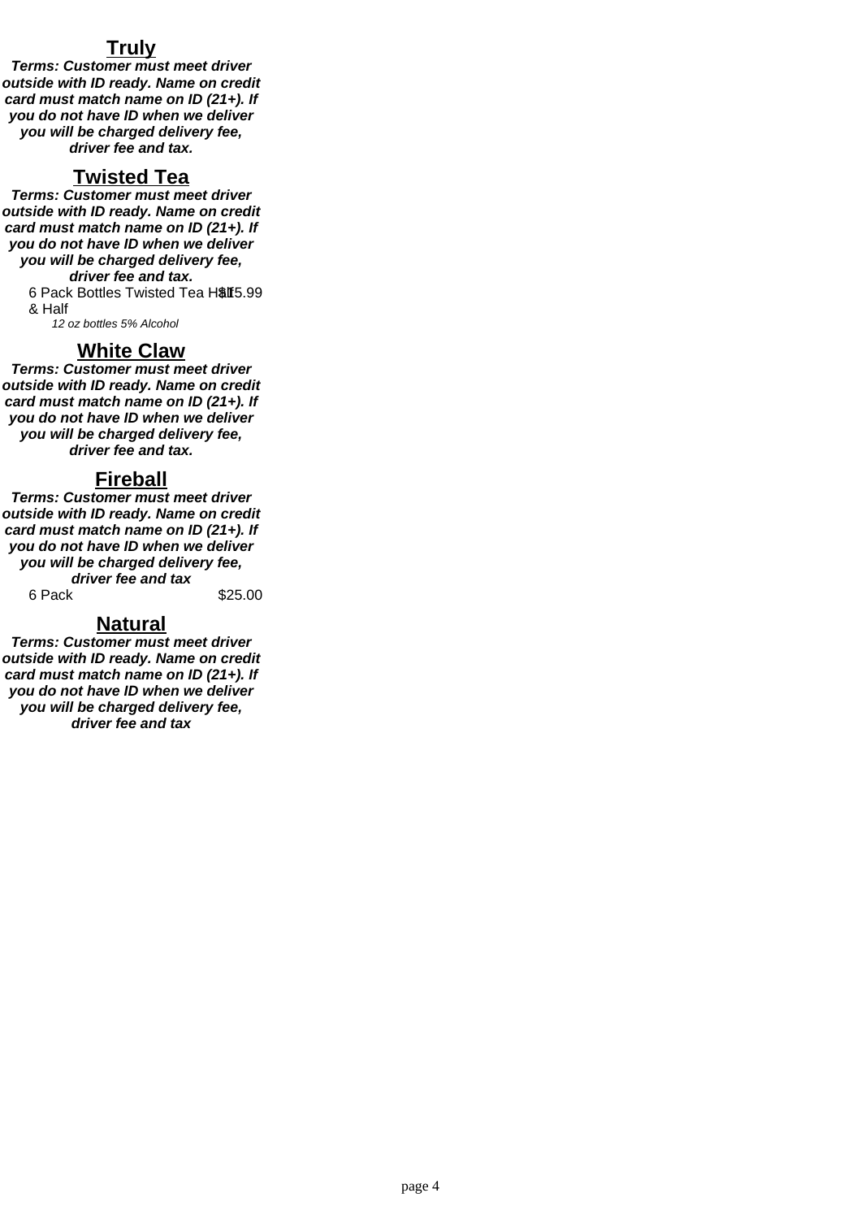## Truly

***Terms: Customer must meet driver outside with ID ready. Name on credit card must match name on ID (21+). If you do not have ID when we deliver you will be charged delivery fee, driver fee and tax.***

## Twisted Tea

***Terms: Customer must meet driver outside with ID ready. Name on credit card must match name on ID (21+). If you do not have ID when we deliver you will be charged delivery fee, driver fee and tax.***

| | |
|---|---|
| 6 Pack Bottles Twisted Tea Half & Half | $15.99 |

*12 oz bottles 5% Alcohol*

## White Claw

***Terms: Customer must meet driver outside with ID ready. Name on credit card must match name on ID (21+). If you do not have ID when we deliver you will be charged delivery fee, driver fee and tax.***

## Fireball

***Terms: Customer must meet driver outside with ID ready. Name on credit card must match name on ID (21+). If you do not have ID when we deliver you will be charged delivery fee, driver fee and tax***

| | |
|---|---|
| 6 Pack | $25.00 |

## Natural

***Terms: Customer must meet driver outside with ID ready. Name on credit card must match name on ID (21+). If you do not have ID when we deliver you will be charged delivery fee, driver fee and tax***